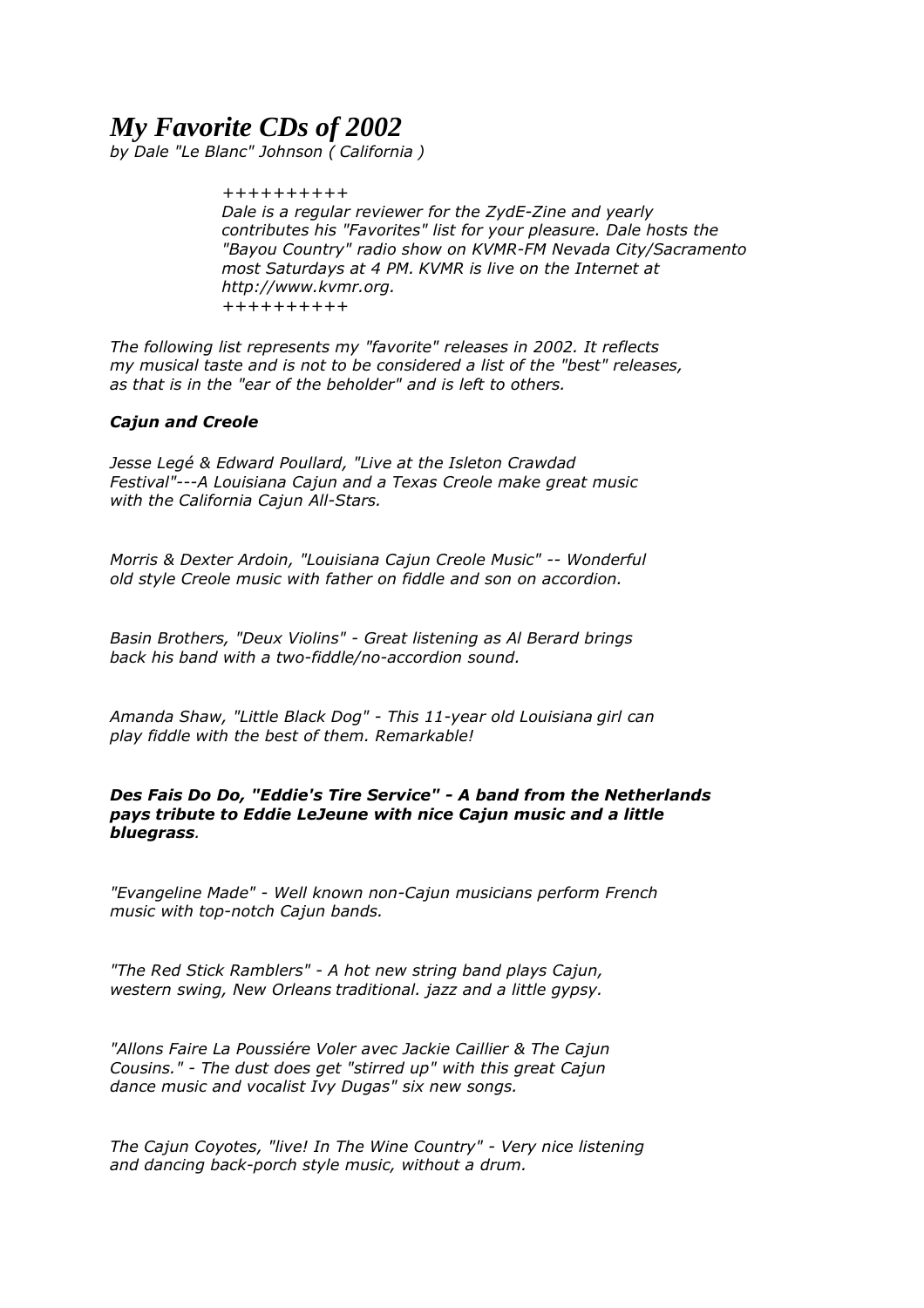# *My Favorite CDs of 2002*

*by Dale "Le Blanc" Johnson ( California )*

> *++++++++++*
> *Dale is a regular reviewer for the ZydE-Zine and yearly contributes his "Favorites" list for your pleasure. Dale hosts the "Bayou Country" radio show on KVMR-FM Nevada City/Sacramento most Saturdays at 4 PM. KVMR is live on the Internet at http://www.kvmr.org.*
> *++++++++++*

*The following list represents my "favorite" releases in 2002. It reflects my musical taste and is not to be considered a list of the "best" releases, as that is in the "ear of the beholder" and is left to others.*

***Cajun and Creole***

*Jesse Legé & Edward Poullard, "Live at the Isleton Crawdad Festival"---A Louisiana Cajun and a Texas Creole make great music with the California Cajun All-Stars.*

*Morris & Dexter Ardoin, "Louisiana Cajun Creole Music" -- Wonderful old style Creole music with father on fiddle and son on accordion.*

*Basin Brothers, "Deux Violins" - Great listening as Al Berard brings back his band with a two-fiddle/no-accordion sound.*

*Amanda Shaw, "Little Black Dog" - This 11-year old Louisiana girl can play fiddle with the best of them. Remarkable!*

***Des Fais Do Do, "Eddie's Tire Service" - A band from the Netherlands pays tribute to Eddie LeJeune with nice Cajun music and a little bluegrass**.*

*"Evangeline Made" - Well known non-Cajun musicians perform French music with top-notch Cajun bands.*

*"The Red Stick Ramblers" - A hot new string band plays Cajun, western swing, New Orleans traditional. jazz and a little gypsy.*

*"Allons Faire La Poussiére Voler avec Jackie Caillier & The Cajun Cousins." - The dust does get "stirred up" with this great Cajun dance music and vocalist Ivy Dugas" six new songs.*

*The Cajun Coyotes, "live! In The Wine Country" - Very nice listening and dancing back-porch style music, without a drum.*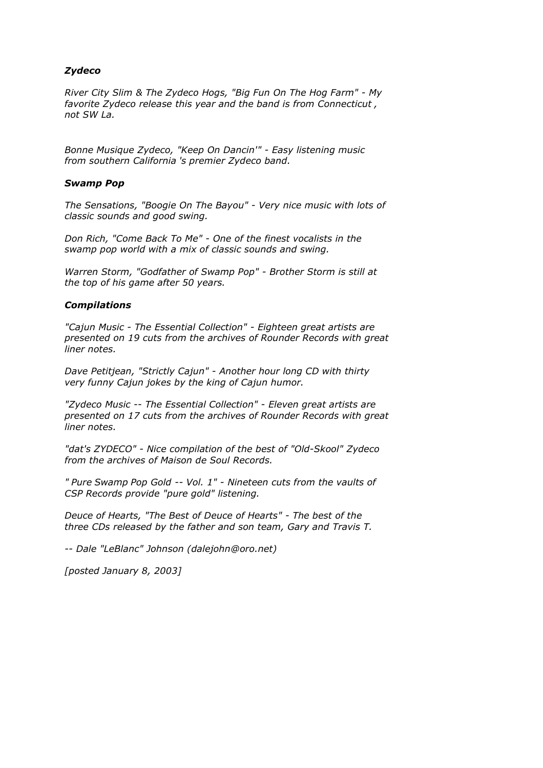### *Zydeco*

*River City Slim & The Zydeco Hogs, "Big Fun On The Hog Farm" - My favorite Zydeco release this year and the band is from Connecticut , not SW La.*

*Bonne Musique Zydeco, "Keep On Dancin'" - Easy listening music from southern California 's premier Zydeco band.*

### *Swamp Pop*

*The Sensations, "Boogie On The Bayou" - Very nice music with lots of classic sounds and good swing.*

*Don Rich, "Come Back To Me" - One of the finest vocalists in the swamp pop world with a mix of classic sounds and swing.*

*Warren Storm, "Godfather of Swamp Pop" - Brother Storm is still at the top of his game after 50 years.*

### *Compilations*

*"Cajun Music - The Essential Collection" - Eighteen great artists are presented on 19 cuts from the archives of Rounder Records with great liner notes.*

*Dave Petitjean, "Strictly Cajun" - Another hour long CD with thirty very funny Cajun jokes by the king of Cajun humor.*

*"Zydeco Music -- The Essential Collection" - Eleven great artists are presented on 17 cuts from the archives of Rounder Records with great liner notes.*

*"dat's ZYDECO" - Nice compilation of the best of "Old-Skool" Zydeco from the archives of Maison de Soul Records.*

*" Pure Swamp Pop Gold -- Vol. 1" - Nineteen cuts from the vaults of CSP Records provide "pure gold" listening.*

*Deuce of Hearts, "The Best of Deuce of Hearts" - The best of the three CDs released by the father and son team, Gary and Travis T.*

*-- Dale "LeBlanc" Johnson (dalejohn@oro.net)*

*[posted January 8, 2003]*